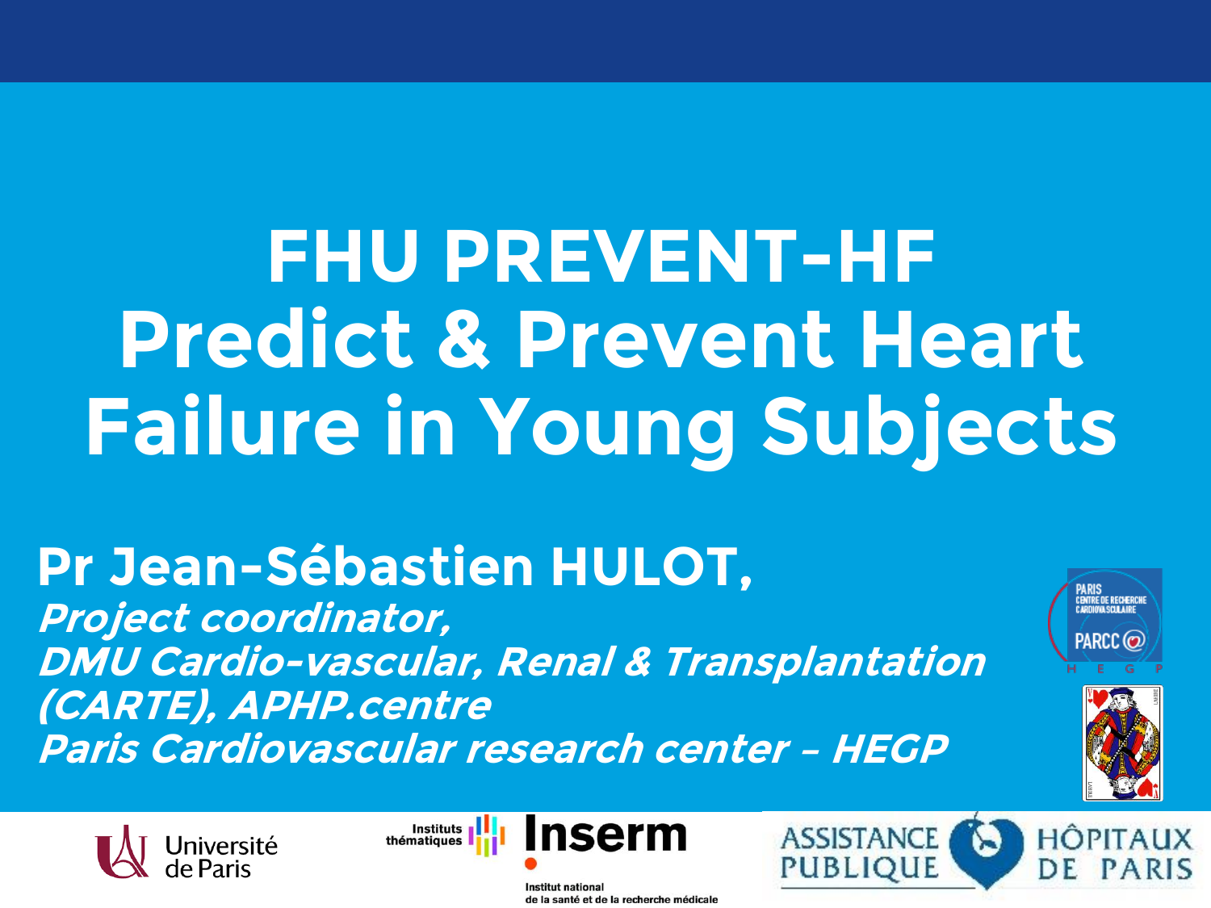# FHU PREVENT-HF
# Predict & Prevent Heart Failure in Young Subjects

**Pr Jean-Sébastien HULOT,**
***Project coordinator,***
***DMU Cardio-vascular, Renal & Transplantation (CARTE), APHP.centre***
***Paris Cardiovascular research center – HEGP***

PARIS CENTRE DE RECHERCHE CARDIOVASCULAIRE
PARCC
H E G P

Université de Paris

Instituts thématiques
Inserm
Institut national de la santé et de la recherche médicale

ASSISTANCE PUBLIQUE HÔPITAUX DE PARIS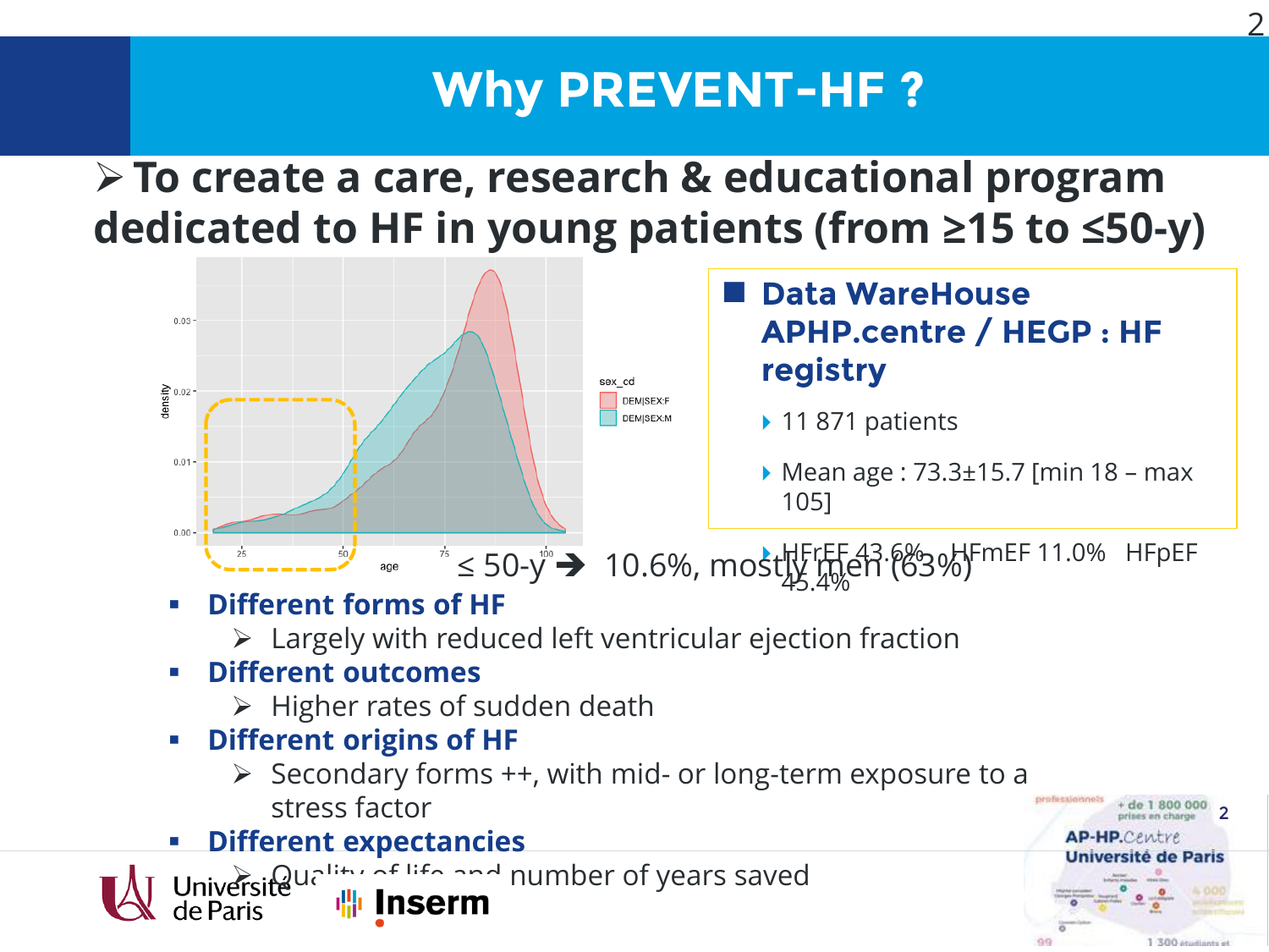# Why PREVENT-HF ?

➢ **To create a care, research & educational program dedicated to HF in young patients (from ≥15 to ≤50-y)**

≤ 50-y ➔ 10.6%, mostly men (63%)

**Data WareHouse APHP.centre / HEGP : HF registry**

- 11 871 patients
- Mean age : 73.3±15.7 [min 18 – max 105]
- HFrEF 43.6% HFmEF 11.0% HFpEF 45.4%

- **Different forms of HF**
  - ➢ Largely with reduced left ventricular ejection fraction
- **Different outcomes**
  - ➢ Higher rates of sudden death
- **Different origins of HF**
  - ➢ Secondary forms ++, with mid- or long-term exposure to a stress factor
- **Different expectancies**
  - ➢ Quality of life and number of years saved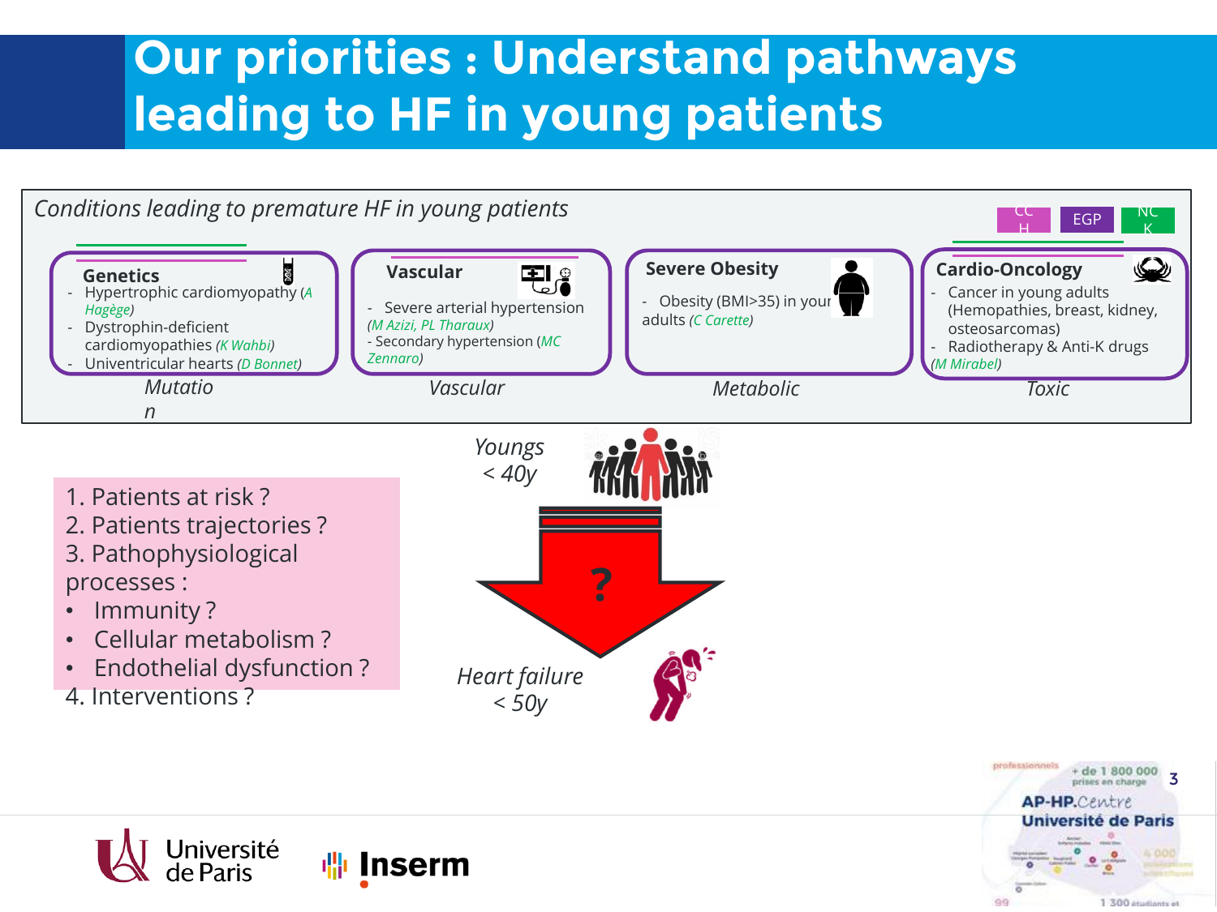# Our priorities : Understand pathways leading to HF in young patients

*Conditions leading to premature HF in young patients*

CCH | EGP | NCK

**Genetics**
- Hypertrophic cardiomyopathy (*A Hagège*)
- Dystrophin-deficient cardiomyopathies (*K Wahbi*)
- Univentricular hearts (*D Bonnet*)

*Mutation*

**Vascular**
- Severe arterial hypertension (*M Azizi, PL Tharaux*)
- Secondary hypertension (*MC Zennaro*)

*Vascular*

**Severe Obesity**
- Obesity (BMI>35) in young adults (*C Carette*)

*Metabolic*

**Cardio-Oncology**
- Cancer in young adults (Hemopathies, breast, kidney, osteosarcomas)
- Radiotherapy & Anti-K drugs (*M Mirabel*)

*Toxic*

1. Patients at risk ?
2. Patients trajectories ?
3. Pathophysiological processes :
   - Immunity ?
   - Cellular metabolism ?
   - Endothelial dysfunction ?
4. Interventions ?

*Youngs < 40y*

?

*Heart failure < 50y*

Université de Paris | Inserm | AP-HP.Centre Université de Paris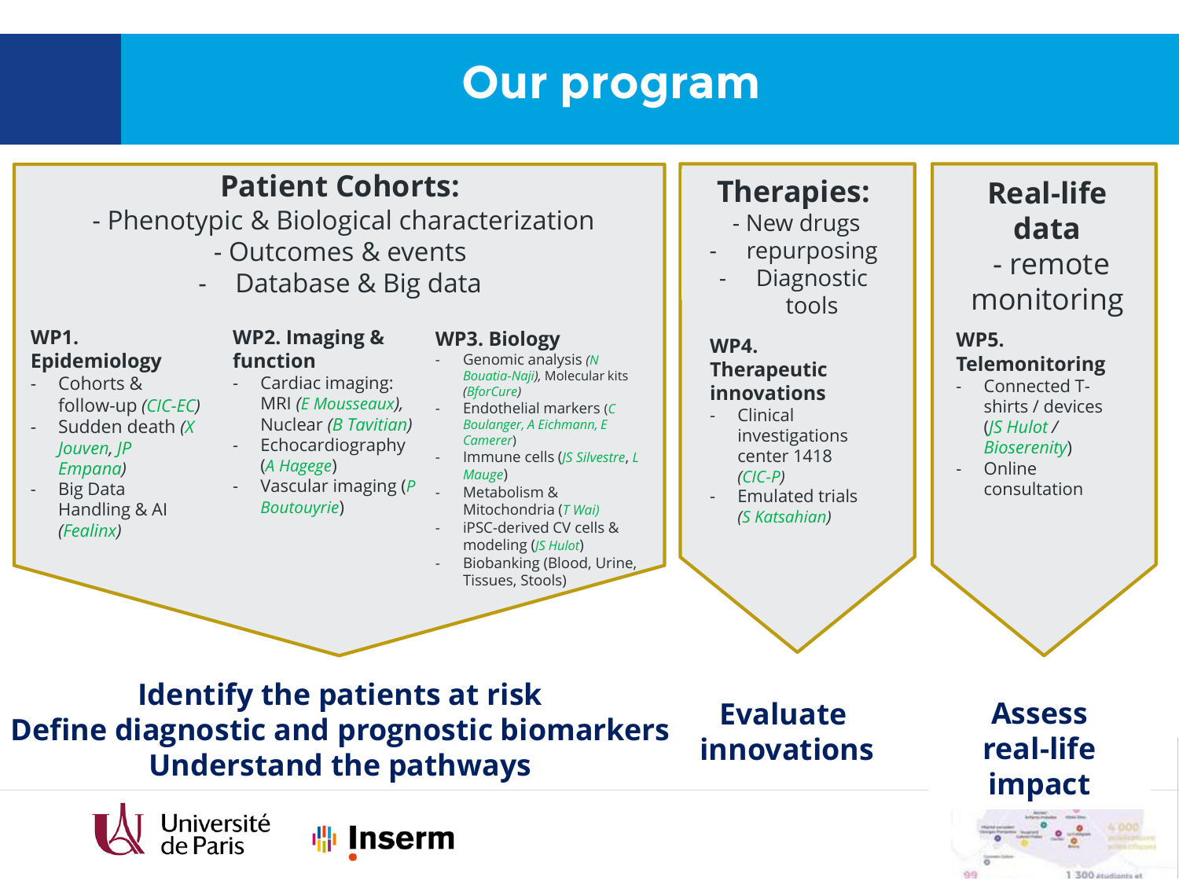# Our program

## Patient Cohorts:

- Phenotypic & Biological characterization
- Outcomes & events
- Database & Big data

### WP1. Epidemiology

- Cohorts & follow-up *(CIC-EC)*
- Sudden death *(X Jouven, JP Empana)*
- Big Data Handling & AI *(Fealinx)*

### WP2. Imaging & function

- Cardiac imaging: MRI *(E Mousseaux)*, Nuclear *(B Tavitian)*
- Echocardiography (*A Hagege*)
- Vascular imaging (*P Boutouyrie*)

### WP3. Biology

- Genomic analysis *(N Bouatia-Naji)*, Molecular kits *(BforCure)*
- Endothelial markers (*C Boulanger, A Eichmann, E Camerer*)
- Immune cells (*JS Silvestre*, *L Mauge*)
- Metabolism & Mitochondria (*T Wai*)
- iPSC-derived CV cells & modeling (*JS Hulot*)
- Biobanking (Blood, Urine, Tissues, Stools)

**Identify the patients at risk**
**Define diagnostic and prognostic biomarkers**
**Understand the pathways**

## Therapies:

- New drugs
- repurposing
- Diagnostic tools

### WP4. Therapeutic innovations

- Clinical investigations center 1418 *(CIC-P)*
- Emulated trials *(S Katsahian)*

**Evaluate innovations**

## Real-life data

- remote monitoring

### WP5. Telemonitoring

- Connected T-shirts / devices (*JS Hulot / Bioserenity*)
- Online consultation

**Assess real-life impact**

Université de Paris
Inserm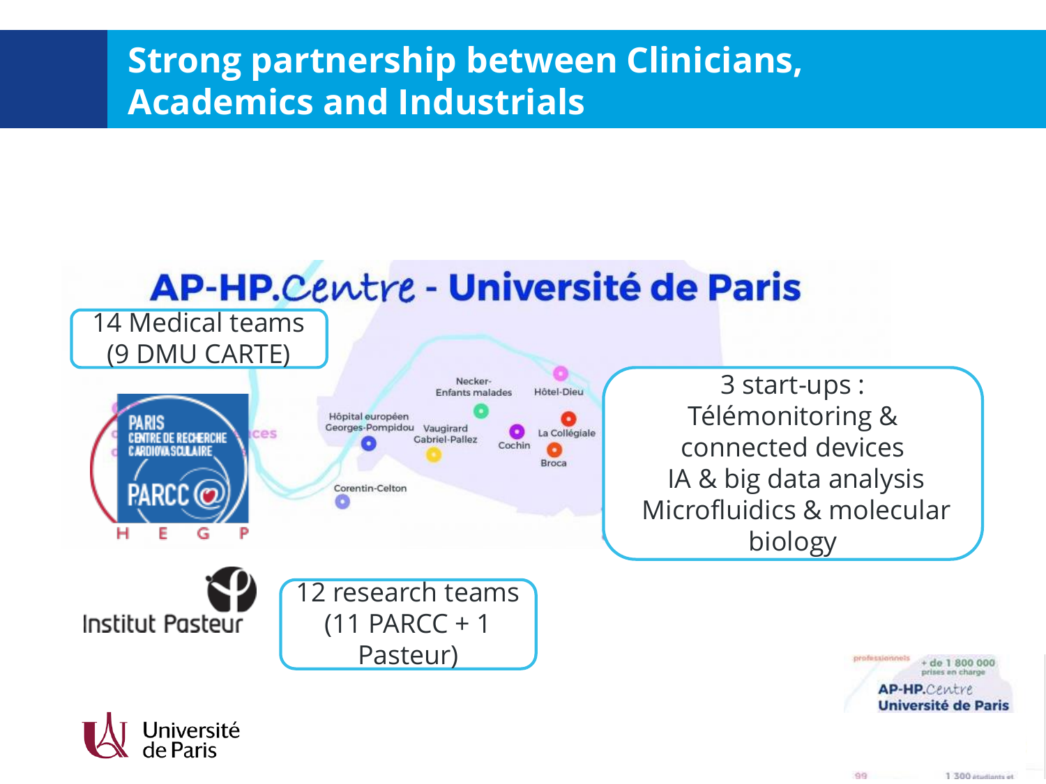# Strong partnership between Clinicians, Academics and Industrials

AP-HP.Centre - Université de Paris

14 Medical teams
(9 DMU CARTE)

Hôpital européen Georges-Pompidou

Necker-Enfants malades

Hôtel-Dieu

Vaugirard Gabriel-Pallez

Cochin

La Collégiale

Broca

Corentin-Celton

PARIS CENTRE DE RECHERCHE CARDIOVASCULAIRE

PARCC

HEGP

3 start-ups :
Télémonitoring & connected devices
IA & big data analysis
Microfluidics & molecular biology

Institut Pasteur

12 research teams
(11 PARCC + 1 Pasteur)

Université de Paris

+ de 1 800 000 prises en charge

AP-HP.Centre
Université de Paris